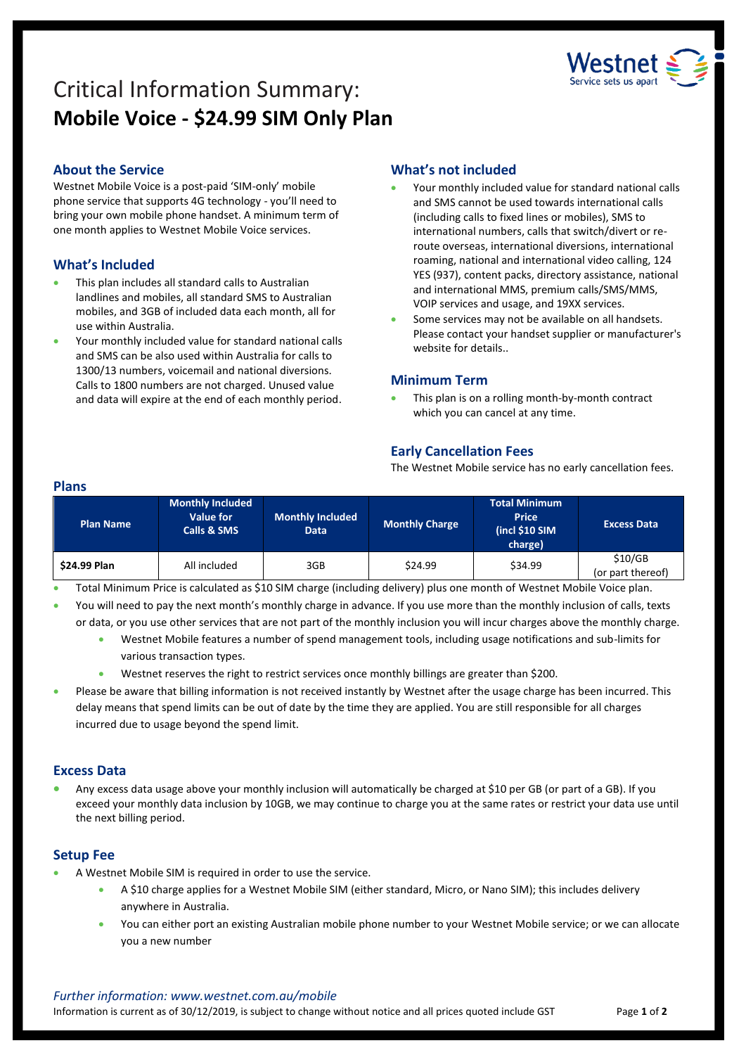# Critical Information Summary:
# **Mobile Voice - $24.99 SIM Only Plan**

## About the Service

Westnet Mobile Voice is a post-paid 'SIM-only' mobile phone service that supports 4G technology - you'll need to bring your own mobile phone handset. A minimum term of one month applies to Westnet Mobile Voice services.

## What's Included

- This plan includes all standard calls to Australian landlines and mobiles, all standard SMS to Australian mobiles, and 3GB of included data each month, all for use within Australia.
- Your monthly included value for standard national calls and SMS can be also used within Australia for calls to 1300/13 numbers, voicemail and national diversions. Calls to 1800 numbers are not charged. Unused value and data will expire at the end of each monthly period.

## What's not included

- Your monthly included value for standard national calls and SMS cannot be used towards international calls (including calls to fixed lines or mobiles), SMS to international numbers, calls that switch/divert or re-route overseas, international diversions, international roaming, national and international video calling, 124 YES (937), content packs, directory assistance, national and international MMS, premium calls/SMS/MMS, VOIP services and usage, and 19XX services.
- Some services may not be available on all handsets. Please contact your handset supplier or manufacturer's website for details..

## Minimum Term

- This plan is on a rolling month-by-month contract which you can cancel at any time.

## Early Cancellation Fees

The Westnet Mobile service has no early cancellation fees.

## Plans

| Plan Name | Monthly Included Value for Calls & SMS | Monthly Included Data | Monthly Charge | Total Minimum Price (incl $10 SIM charge) | Excess Data |
|---|---|---|---|---|---|
| **$24.99 Plan** | All included | 3GB | $24.99 | $34.99 | $10/GB (or part thereof) |

- Total Minimum Price is calculated as $10 SIM charge (including delivery) plus one month of Westnet Mobile Voice plan.
- You will need to pay the next month's monthly charge in advance. If you use more than the monthly inclusion of calls, texts or data, or you use other services that are not part of the monthly inclusion you will incur charges above the monthly charge.
  - Westnet Mobile features a number of spend management tools, including usage notifications and sub-limits for various transaction types.
  - Westnet reserves the right to restrict services once monthly billings are greater than $200.
- Please be aware that billing information is not received instantly by Westnet after the usage charge has been incurred. This delay means that spend limits can be out of date by the time they are applied. You are still responsible for all charges incurred due to usage beyond the spend limit.

## Excess Data

- Any excess data usage above your monthly inclusion will automatically be charged at $10 per GB (or part of a GB). If you exceed your monthly data inclusion by 10GB, we may continue to charge you at the same rates or restrict your data use until the next billing period.

## Setup Fee

- A Westnet Mobile SIM is required in order to use the service.
  - A $10 charge applies for a Westnet Mobile SIM (either standard, Micro, or Nano SIM); this includes delivery anywhere in Australia.
  - You can either port an existing Australian mobile phone number to your Westnet Mobile service; or we can allocate you a new number

*Further information: www.westnet.com.au/mobile*

Information is current as of 30/12/2019, is subject to change without notice and all prices quoted include GST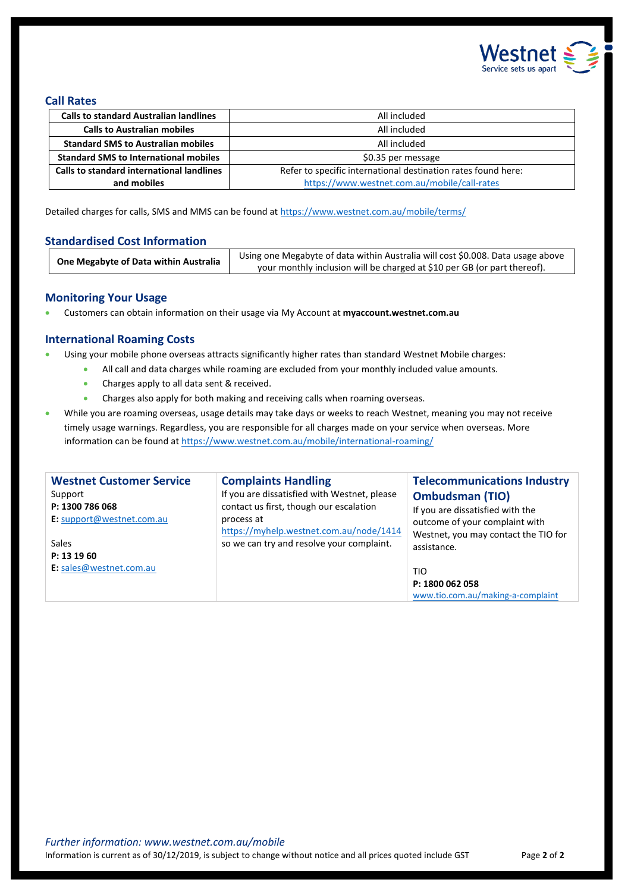## Call Rates

| | |
|---|---|
| **Calls to standard Australian landlines** | All included |
| **Calls to Australian mobiles** | All included |
| **Standard SMS to Australian mobiles** | All included |
| **Standard SMS to International mobiles** | $0.35 per message |
| **Calls to standard international landlines and mobiles** | Refer to specific international destination rates found here: https://www.westnet.com.au/mobile/call-rates |

Detailed charges for calls, SMS and MMS can be found at https://www.westnet.com.au/mobile/terms/

## Standardised Cost Information

| | |
|---|---|
| **One Megabyte of Data within Australia** | Using one Megabyte of data within Australia will cost $0.008. Data usage above your monthly inclusion will be charged at $10 per GB (or part thereof). |

## Monitoring Your Usage

- Customers can obtain information on their usage via My Account at **myaccount.westnet.com.au**

## International Roaming Costs

- Using your mobile phone overseas attracts significantly higher rates than standard Westnet Mobile charges:
  - All call and data charges while roaming are excluded from your monthly included value amounts.
  - Charges apply to all data sent & received.
  - Charges also apply for both making and receiving calls when roaming overseas.
- While you are roaming overseas, usage details may take days or weeks to reach Westnet, meaning you may not receive timely usage warnings. Regardless, you are responsible for all charges made on your service when overseas. More information can be found at https://www.westnet.com.au/mobile/international-roaming/

### Westnet Customer Service

Support
**P: 1300 786 068**
**E:** support@westnet.com.au

Sales
**P: 13 19 60**
**E:** sales@westnet.com.au

### Complaints Handling

If you are dissatisfied with Westnet, please contact us first, though our escalation process at https://myhelp.westnet.com.au/node/1414 so we can try and resolve your complaint.

### Telecommunications Industry Ombudsman (TIO)

If you are dissatisfied with the outcome of your complaint with Westnet, you may contact the TIO for assistance.

TIO
**P: 1800 062 058**
www.tio.com.au/making-a-complaint

*Further information: www.westnet.com.au/mobile*

Information is current as of 30/12/2019, is subject to change without notice and all prices quoted include GST